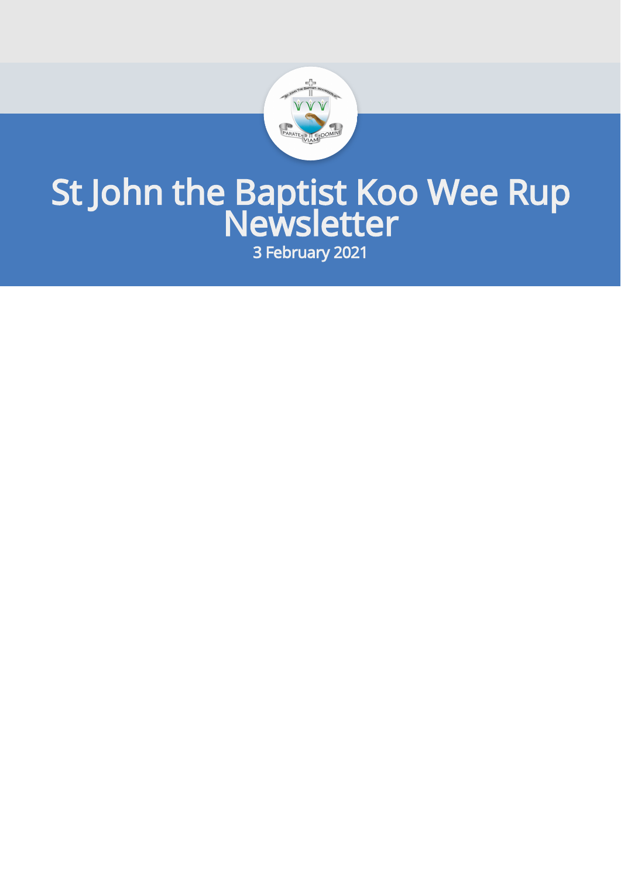# St John the Baptist Koo Wee Rup Newsletter

3 February 2021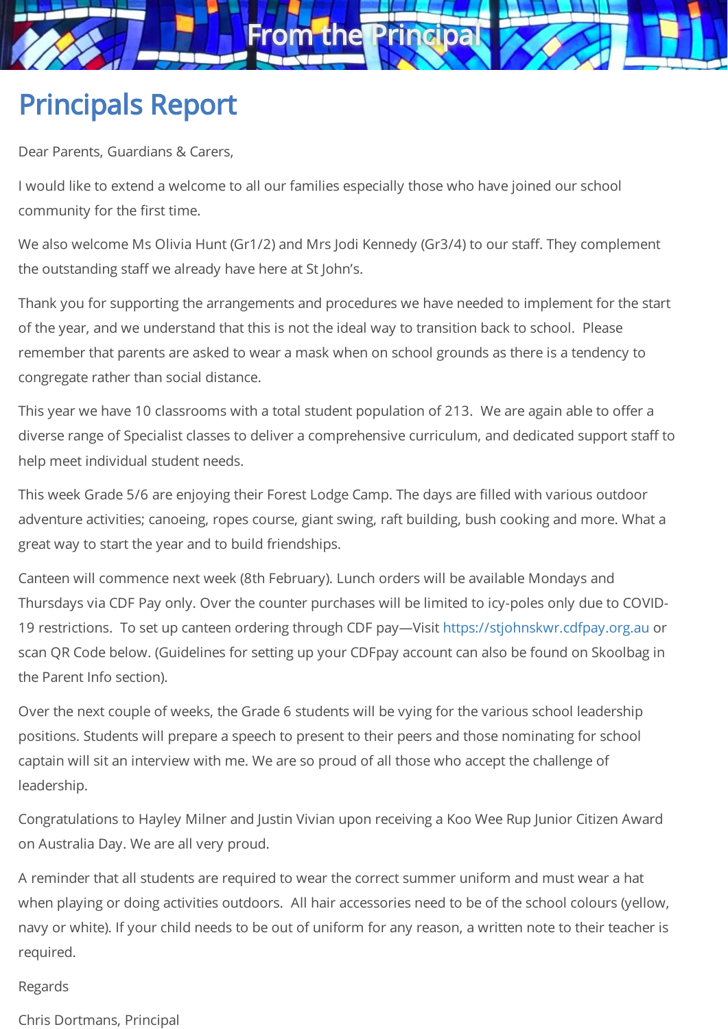# From the Principal

## Principals Report

Dear Parents, Guardians & Carers,

I would like to extend a welcome to all our families especially those who have joined our school community for the first time.

We also welcome Ms Olivia Hunt (Gr1/2) and Mrs Jodi Kennedy (Gr3/4) to our staff. They complement the outstanding staff we already have here at St John's.

Thank you for supporting the arrangements and procedures we have needed to implement for the start of the year, and we understand that this is not the ideal way to transition back to school. Please remember that parents are asked to wear a mask when on school grounds as there is a tendency to congregate rather than social distance.

This year we have 10 classrooms with a total student population of 213. We are again able to offer a diverse range of Specialist classes to deliver a comprehensive curriculum, and dedicated support staff to help meet individual student needs.

This week Grade 5/6 are enjoying their Forest Lodge Camp. The days are filled with various outdoor adventure activities; canoeing, ropes course, giant swing, raft building, bush cooking and more. What a great way to start the year and to build friendships.

Canteen will commence next week (8th February). Lunch orders will be available Mondays and Thursdays via CDF Pay only. Over the counter purchases will be limited to icy-poles only due to COVID-19 restrictions. To set up canteen ordering through CDF pay—Visit https://stjohnskwr.cdfpay.org.au or scan QR Code below. (Guidelines for setting up your CDFpay account can also be found on Skoolbag in the Parent Info section).

Over the next couple of weeks, the Grade 6 students will be vying for the various school leadership positions. Students will prepare a speech to present to their peers and those nominating for school captain will sit an interview with me. We are so proud of all those who accept the challenge of leadership.

Congratulations to Hayley Milner and Justin Vivian upon receiving a Koo Wee Rup Junior Citizen Award on Australia Day. We are all very proud.

A reminder that all students are required to wear the correct summer uniform and must wear a hat when playing or doing activities outdoors. All hair accessories need to be of the school colours (yellow, navy or white). If your child needs to be out of uniform for any reason, a written note to their teacher is required.

Regards

Chris Dortmans, Principal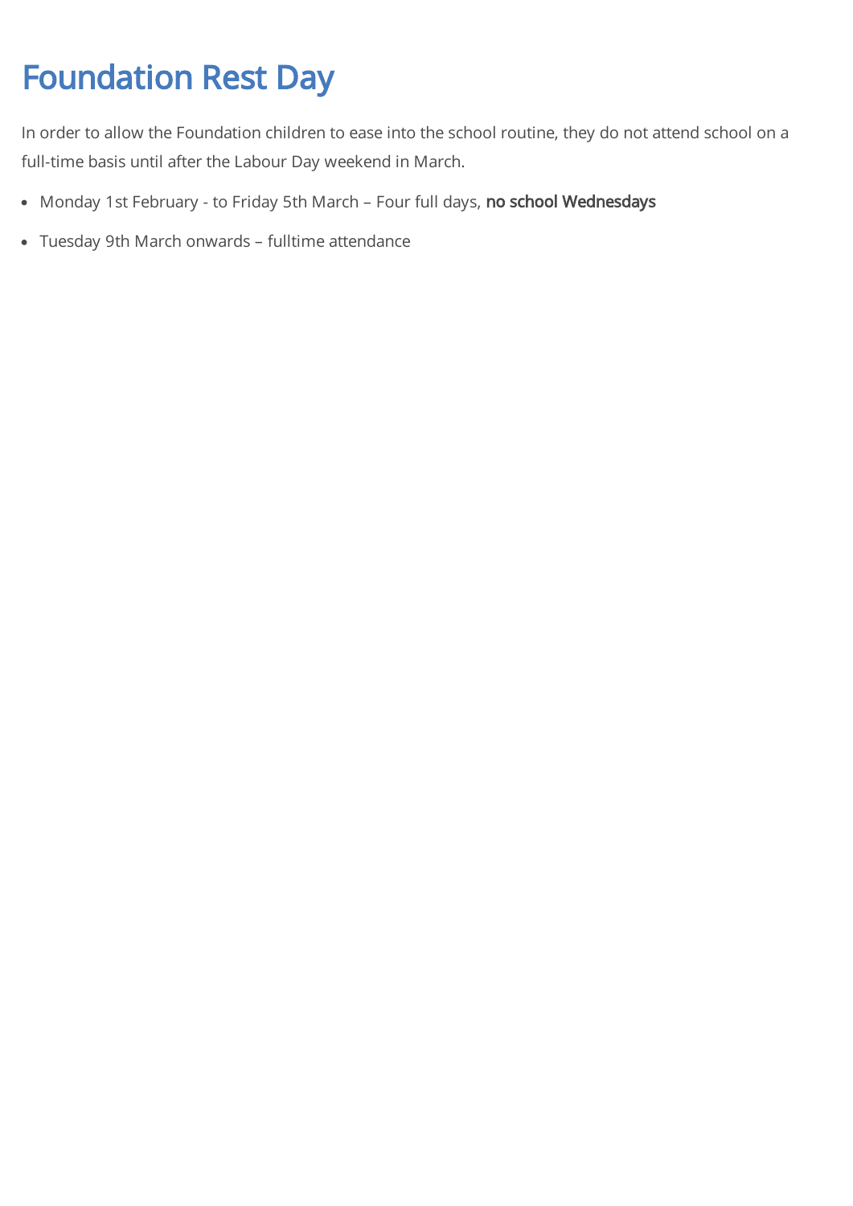# Foundation Rest Day

In order to allow the Foundation children to ease into the school routine, they do not attend school on a full-time basis until after the Labour Day weekend in March.

- Monday 1st February - to Friday 5th March – Four full days, **no school Wednesdays**
- Tuesday 9th March onwards – fulltime attendance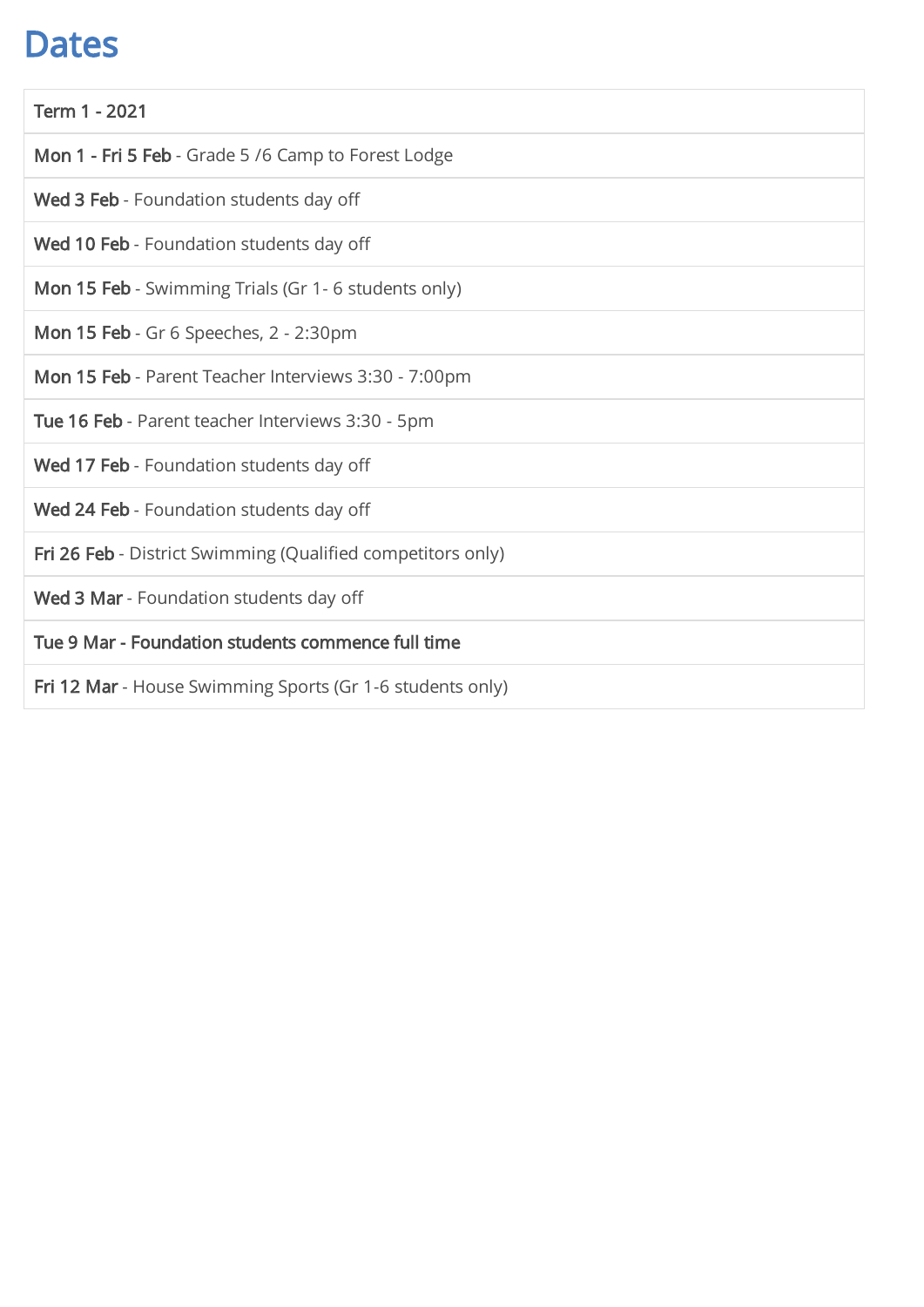# Dates

| Term 1 - 2021 |
| --- |
| **Mon 1 - Fri 5 Feb** - Grade 5 /6 Camp to Forest Lodge |
| **Wed 3 Feb** - Foundation students day off |
| **Wed 10 Feb** - Foundation students day off |
| **Mon 15 Feb** - Swimming Trials (Gr 1- 6 students only) |
| **Mon 15 Feb** - Gr 6 Speeches, 2 - 2:30pm |
| **Mon 15 Feb** - Parent Teacher Interviews 3:30 - 7:00pm |
| **Tue 16 Feb** - Parent teacher Interviews 3:30 - 5pm |
| **Wed 17 Feb** - Foundation students day off |
| **Wed 24 Feb** - Foundation students day off |
| **Fri 26 Feb** - District Swimming (Qualified competitors only) |
| **Wed 3 Mar** - Foundation students day off |
| **Tue 9 Mar - Foundation students commence full time** |
| **Fri 12 Mar** - House Swimming Sports (Gr 1-6 students only) |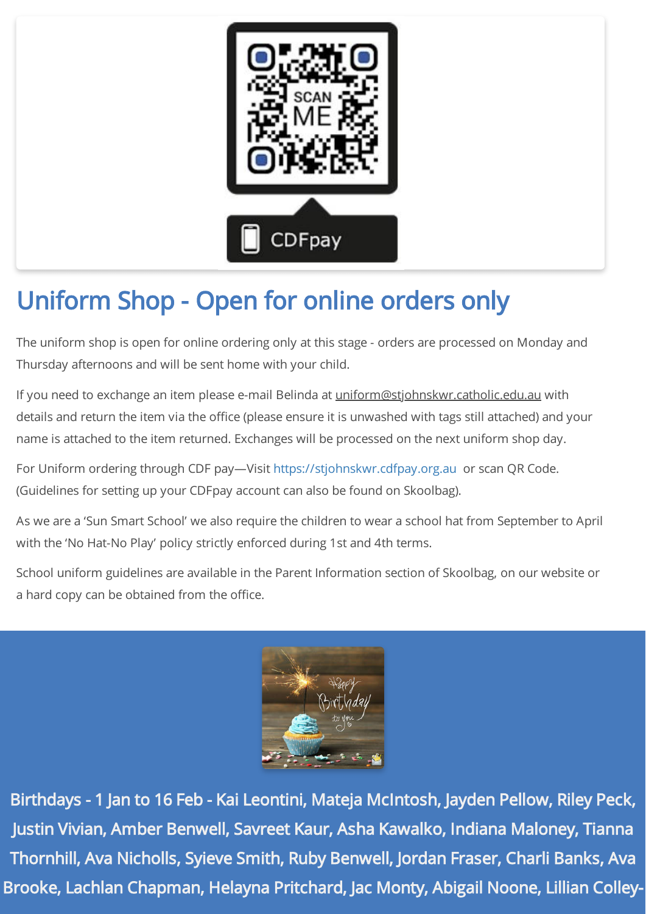## Uniform Shop - Open for online orders only

The uniform shop is open for online ordering only at this stage - orders are processed on Monday and Thursday afternoons and will be sent home with your child.

If you need to exchange an item please e-mail Belinda at uniform@stjohnskwr.catholic.edu.au with details and return the item via the office (please ensure it is unwashed with tags still attached) and your name is attached to the item returned. Exchanges will be processed on the next uniform shop day.

For Uniform ordering through CDF pay—Visit https://stjohnskwr.cdfpay.org.au or scan QR Code. (Guidelines for setting up your CDFpay account can also be found on Skoolbag).

As we are a 'Sun Smart School' we also require the children to wear a school hat from September to April with the 'No Hat-No Play' policy strictly enforced during 1st and 4th terms.

School uniform guidelines are available in the Parent Information section of Skoolbag, on our website or a hard copy can be obtained from the office.

**Birthdays - 1 Jan to 16 Feb - Kai Leontini, Mateja McIntosh, Jayden Pellow, Riley Peck, Justin Vivian, Amber Benwell, Savreet Kaur, Asha Kawalko, Indiana Maloney, Tianna Thornhill, Ava Nicholls, Syieve Smith, Ruby Benwell, Jordan Fraser, Charli Banks, Ava Brooke, Lachlan Chapman, Helayna Pritchard, Jac Monty, Abigail Noone, Lillian Colley-**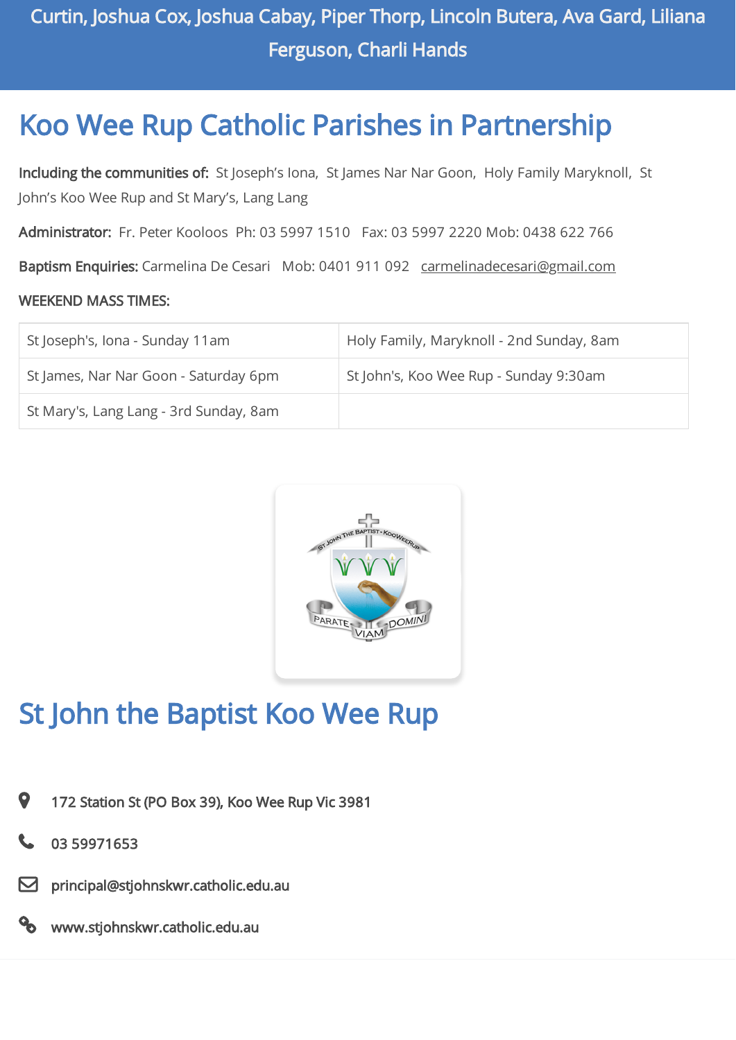Curtin, Joshua Cox, Joshua Cabay, Piper Thorp, Lincoln Butera, Ava Gard, Liliana Ferguson, Charli Hands

# Koo Wee Rup Catholic Parishes in Partnership

**Including the communities of:** St Joseph's Iona, St James Nar Nar Goon, Holy Family Maryknoll, St John's Koo Wee Rup and St Mary's, Lang Lang

**Administrator:** Fr. Peter Kooloos Ph: 03 5997 1510 Fax: 03 5997 2220 Mob: 0438 622 766

**Baptism Enquiries:** Carmelina De Cesari Mob: 0401 911 092 carmelinadecesari@gmail.com

WEEKEND MASS TIMES:

| | |
|---|---|
| St Joseph's, Iona - Sunday 11am | Holy Family, Maryknoll - 2nd Sunday, 8am |
| St James, Nar Nar Goon - Saturday 6pm | St John's, Koo Wee Rup - Sunday 9:30am |
| St Mary's, Lang Lang - 3rd Sunday, 8am | |

# St John the Baptist Koo Wee Rup

172 Station St (PO Box 39), Koo Wee Rup Vic 3981

03 59971653

principal@stjohnskwr.catholic.edu.au

www.stjohnskwr.catholic.edu.au